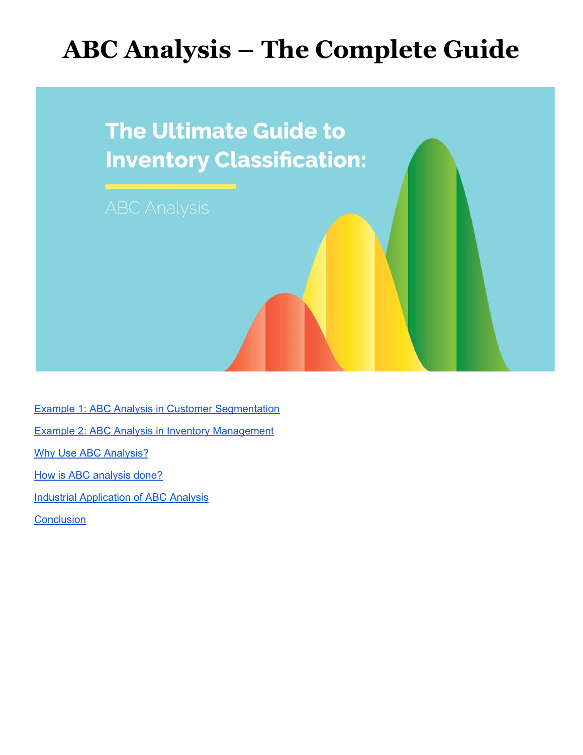# ABC Analysis – The Complete Guide

The Ultimate Guide to Inventory Classification:

ABC Analysis

[Example 1: ABC Analysis in Customer Segmentation]

[Example 2: ABC Analysis in Inventory Management]

[Why Use ABC Analysis?]

[How is ABC analysis done?]

[Industrial Application of ABC Analysis]

[Conclusion]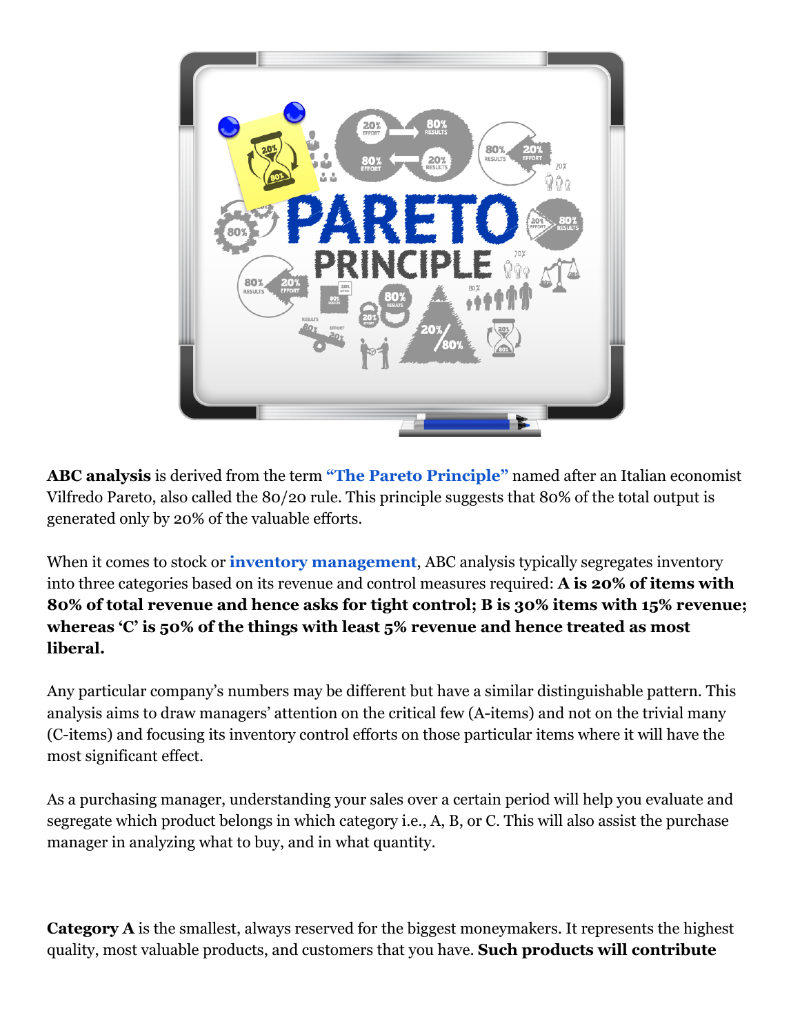**ABC analysis** is derived from the term **"The Pareto Principle"** named after an Italian economist Vilfredo Pareto, also called the 80/20 rule. This principle suggests that 80% of the total output is generated only by 20% of the valuable efforts.

When it comes to stock or **inventory management**, ABC analysis typically segregates inventory into three categories based on its revenue and control measures required: **A is 20% of items with 80% of total revenue and hence asks for tight control; B is 30% items with 15% revenue; whereas 'C' is 50% of the things with least 5% revenue and hence treated as most liberal.**

Any particular company's numbers may be different but have a similar distinguishable pattern. This analysis aims to draw managers' attention on the critical few (A-items) and not on the trivial many (C-items) and focusing its inventory control efforts on those particular items where it will have the most significant effect.

As a purchasing manager, understanding your sales over a certain period will help you evaluate and segregate which product belongs in which category i.e., A, B, or C. This will also assist the purchase manager in analyzing what to buy, and in what quantity.

**Category A** is the smallest, always reserved for the biggest moneymakers. It represents the highest quality, most valuable products, and customers that you have. **Such products will contribute**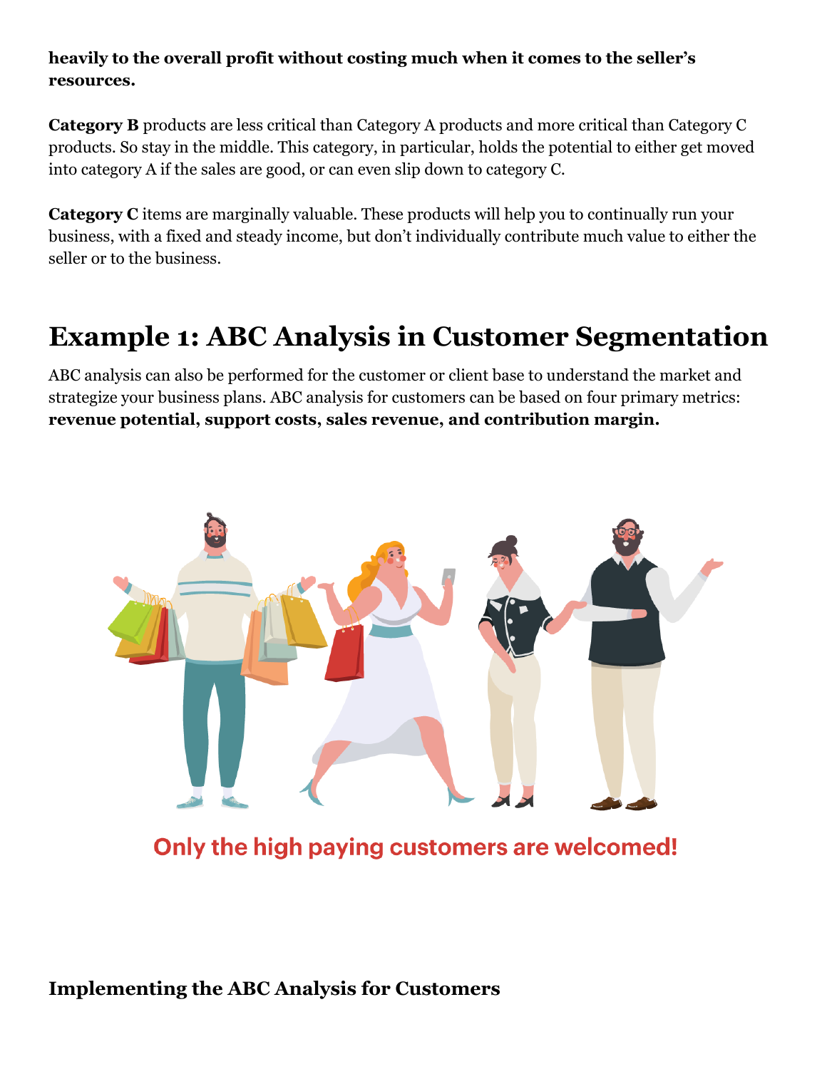**heavily to the overall profit without costing much when it comes to the seller's resources.**

**Category B** products are less critical than Category A products and more critical than Category C products. So stay in the middle. This category, in particular, holds the potential to either get moved into category A if the sales are good, or can even slip down to category C.

**Category C** items are marginally valuable. These products will help you to continually run your business, with a fixed and steady income, but don't individually contribute much value to either the seller or to the business.

# Example 1: ABC Analysis in Customer Segmentation

ABC analysis can also be performed for the customer or client base to understand the market and strategize your business plans. ABC analysis for customers can be based on four primary metrics: **revenue potential, support costs, sales revenue, and contribution margin.**

Only the high paying customers are welcomed!

### Implementing the ABC Analysis for Customers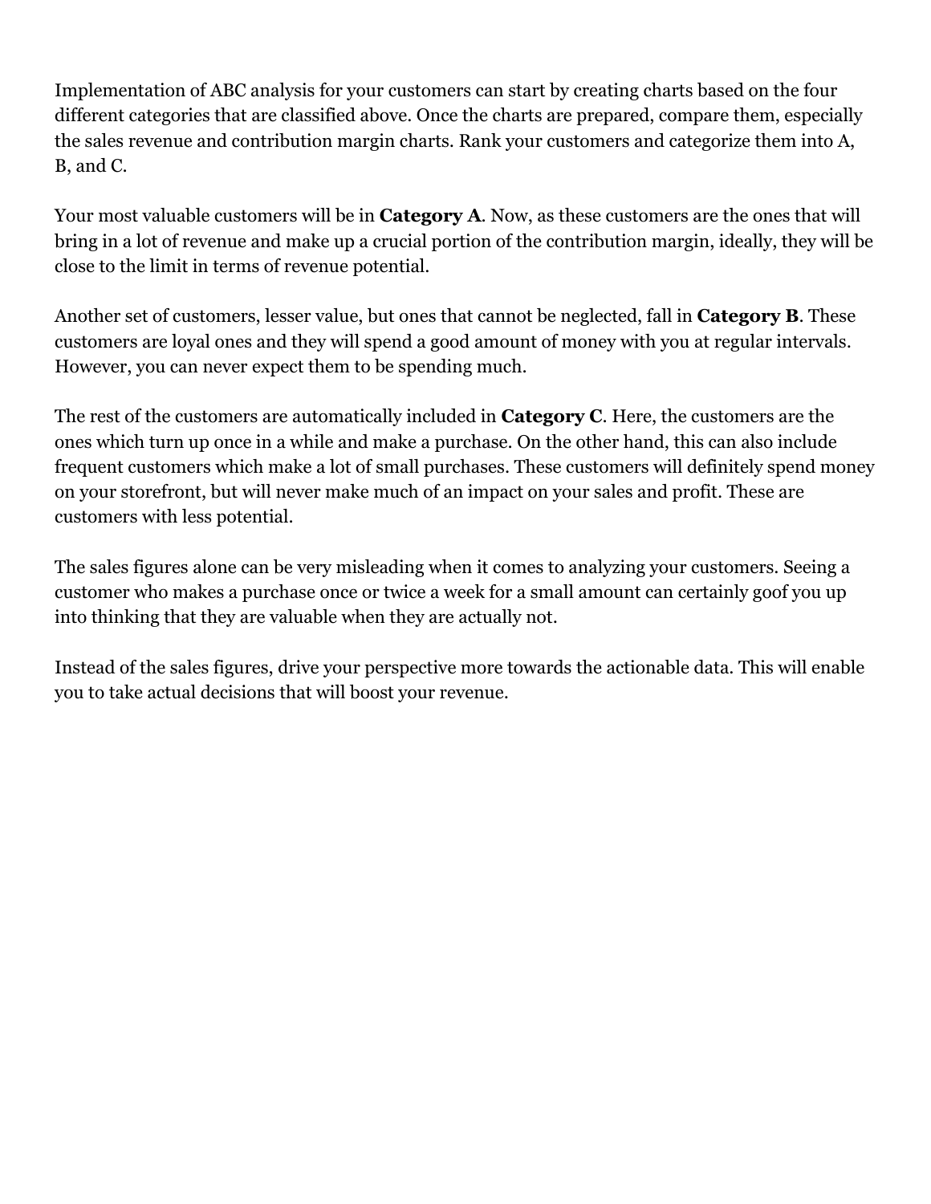Implementation of ABC analysis for your customers can start by creating charts based on the four different categories that are classified above. Once the charts are prepared, compare them, especially the sales revenue and contribution margin charts. Rank your customers and categorize them into A, B, and C.

Your most valuable customers will be in **Category A**. Now, as these customers are the ones that will bring in a lot of revenue and make up a crucial portion of the contribution margin, ideally, they will be close to the limit in terms of revenue potential.

Another set of customers, lesser value, but ones that cannot be neglected, fall in **Category B**. These customers are loyal ones and they will spend a good amount of money with you at regular intervals. However, you can never expect them to be spending much.

The rest of the customers are automatically included in **Category C**. Here, the customers are the ones which turn up once in a while and make a purchase. On the other hand, this can also include frequent customers which make a lot of small purchases. These customers will definitely spend money on your storefront, but will never make much of an impact on your sales and profit. These are customers with less potential.

The sales figures alone can be very misleading when it comes to analyzing your customers. Seeing a customer who makes a purchase once or twice a week for a small amount can certainly goof you up into thinking that they are valuable when they are actually not.

Instead of the sales figures, drive your perspective more towards the actionable data. This will enable you to take actual decisions that will boost your revenue.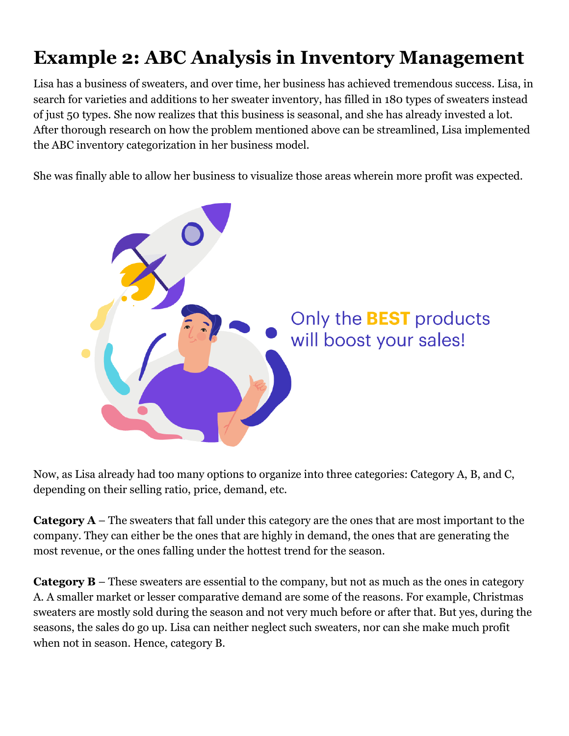# Example 2: ABC Analysis in Inventory Management

Lisa has a business of sweaters, and over time, her business has achieved tremendous success. Lisa, in search for varieties and additions to her sweater inventory, has filled in 180 types of sweaters instead of just 50 types. She now realizes that this business is seasonal, and she has already invested a lot. After thorough research on how the problem mentioned above can be streamlined, Lisa implemented the ABC inventory categorization in her business model.

She was finally able to allow her business to visualize those areas wherein more profit was expected.

Only the **BEST** products will boost your sales!

Now, as Lisa already had too many options to organize into three categories: Category A, B, and C, depending on their selling ratio, price, demand, etc.

**Category A** – The sweaters that fall under this category are the ones that are most important to the company. They can either be the ones that are highly in demand, the ones that are generating the most revenue, or the ones falling under the hottest trend for the season.

**Category B** – These sweaters are essential to the company, but not as much as the ones in category A. A smaller market or lesser comparative demand are some of the reasons. For example, Christmas sweaters are mostly sold during the season and not very much before or after that. But yes, during the seasons, the sales do go up. Lisa can neither neglect such sweaters, nor can she make much profit when not in season. Hence, category B.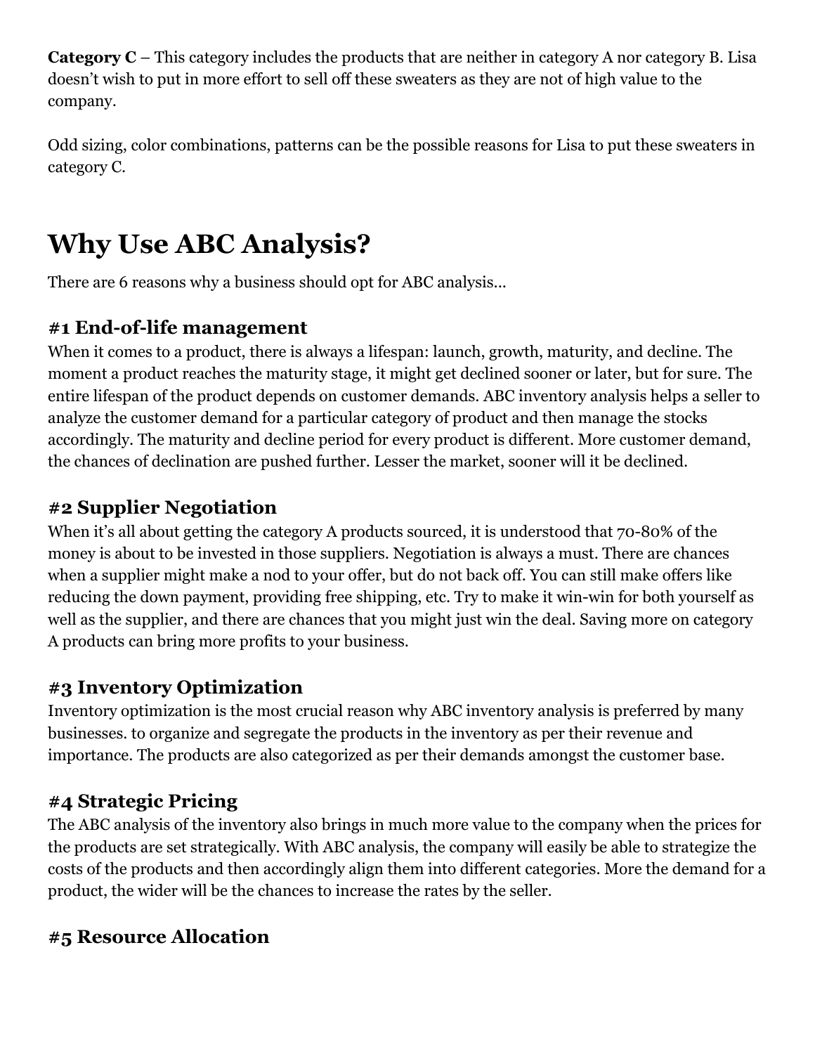**Category C** – This category includes the products that are neither in category A nor category B. Lisa doesn't wish to put in more effort to sell off these sweaters as they are not of high value to the company.

Odd sizing, color combinations, patterns can be the possible reasons for Lisa to put these sweaters in category C.

# Why Use ABC Analysis?

There are 6 reasons why a business should opt for ABC analysis...

### #1 End-of-life management

When it comes to a product, there is always a lifespan: launch, growth, maturity, and decline. The moment a product reaches the maturity stage, it might get declined sooner or later, but for sure. The entire lifespan of the product depends on customer demands. ABC inventory analysis helps a seller to analyze the customer demand for a particular category of product and then manage the stocks accordingly. The maturity and decline period for every product is different. More customer demand, the chances of declination are pushed further. Lesser the market, sooner will it be declined.

### #2 Supplier Negotiation

When it's all about getting the category A products sourced, it is understood that 70-80% of the money is about to be invested in those suppliers. Negotiation is always a must. There are chances when a supplier might make a nod to your offer, but do not back off. You can still make offers like reducing the down payment, providing free shipping, etc. Try to make it win-win for both yourself as well as the supplier, and there are chances that you might just win the deal. Saving more on category A products can bring more profits to your business.

### #3 Inventory Optimization

Inventory optimization is the most crucial reason why ABC inventory analysis is preferred by many businesses. to organize and segregate the products in the inventory as per their revenue and importance. The products are also categorized as per their demands amongst the customer base.

### #4 Strategic Pricing

The ABC analysis of the inventory also brings in much more value to the company when the prices for the products are set strategically. With ABC analysis, the company will easily be able to strategize the costs of the products and then accordingly align them into different categories. More the demand for a product, the wider will be the chances to increase the rates by the seller.

### #5 Resource Allocation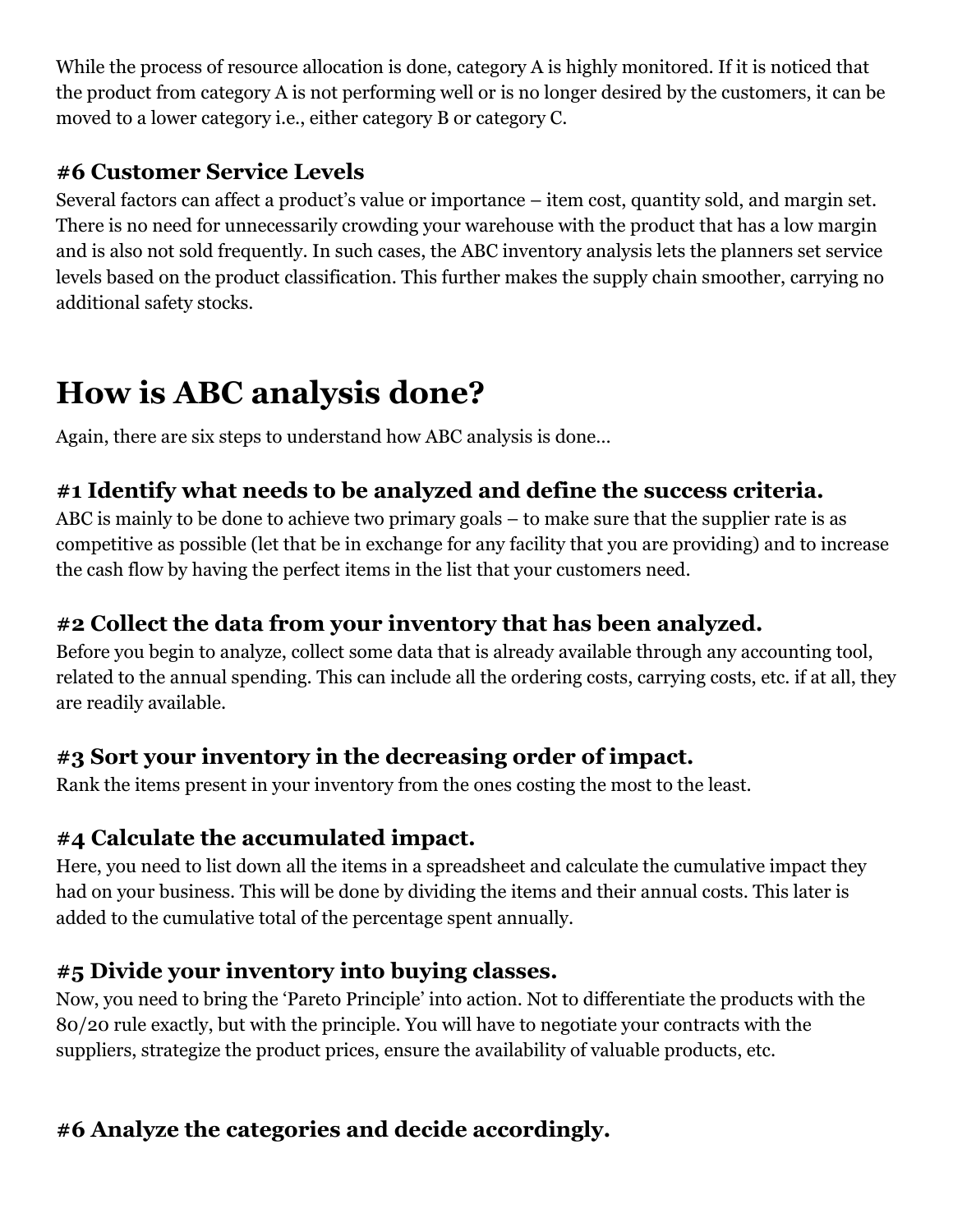While the process of resource allocation is done, category A is highly monitored. If it is noticed that the product from category A is not performing well or is no longer desired by the customers, it can be moved to a lower category i.e., either category B or category C.

### #6 Customer Service Levels

Several factors can affect a product's value or importance – item cost, quantity sold, and margin set. There is no need for unnecessarily crowding your warehouse with the product that has a low margin and is also not sold frequently. In such cases, the ABC inventory analysis lets the planners set service levels based on the product classification. This further makes the supply chain smoother, carrying no additional safety stocks.

## How is ABC analysis done?

Again, there are six steps to understand how ABC analysis is done…

### #1 Identify what needs to be analyzed and define the success criteria.

ABC is mainly to be done to achieve two primary goals – to make sure that the supplier rate is as competitive as possible (let that be in exchange for any facility that you are providing) and to increase the cash flow by having the perfect items in the list that your customers need.

### #2 Collect the data from your inventory that has been analyzed.

Before you begin to analyze, collect some data that is already available through any accounting tool, related to the annual spending. This can include all the ordering costs, carrying costs, etc. if at all, they are readily available.

### #3 Sort your inventory in the decreasing order of impact.

Rank the items present in your inventory from the ones costing the most to the least.

### #4 Calculate the accumulated impact.

Here, you need to list down all the items in a spreadsheet and calculate the cumulative impact they had on your business. This will be done by dividing the items and their annual costs. This later is added to the cumulative total of the percentage spent annually.

### #5 Divide your inventory into buying classes.

Now, you need to bring the 'Pareto Principle' into action. Not to differentiate the products with the 80/20 rule exactly, but with the principle. You will have to negotiate your contracts with the suppliers, strategize the product prices, ensure the availability of valuable products, etc.

### #6 Analyze the categories and decide accordingly.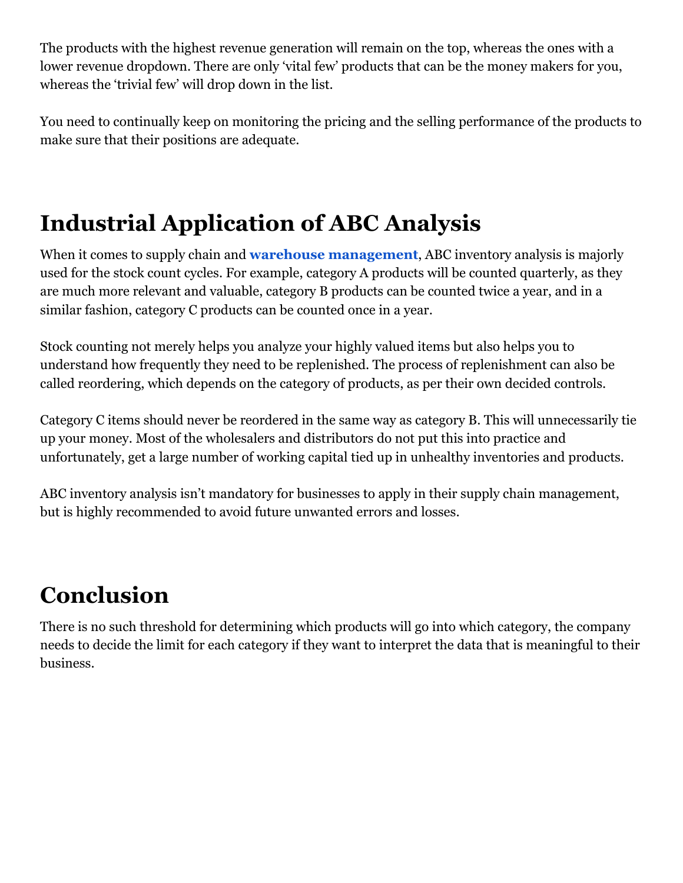The products with the highest revenue generation will remain on the top, whereas the ones with a lower revenue dropdown. There are only 'vital few' products that can be the money makers for you, whereas the 'trivial few' will drop down in the list.

You need to continually keep on monitoring the pricing and the selling performance of the products to make sure that their positions are adequate.

## Industrial Application of ABC Analysis

When it comes to supply chain and **warehouse management**, ABC inventory analysis is majorly used for the stock count cycles. For example, category A products will be counted quarterly, as they are much more relevant and valuable, category B products can be counted twice a year, and in a similar fashion, category C products can be counted once in a year.

Stock counting not merely helps you analyze your highly valued items but also helps you to understand how frequently they need to be replenished. The process of replenishment can also be called reordering, which depends on the category of products, as per their own decided controls.

Category C items should never be reordered in the same way as category B. This will unnecessarily tie up your money. Most of the wholesalers and distributors do not put this into practice and unfortunately, get a large number of working capital tied up in unhealthy inventories and products.

ABC inventory analysis isn't mandatory for businesses to apply in their supply chain management, but is highly recommended to avoid future unwanted errors and losses.

## Conclusion

There is no such threshold for determining which products will go into which category, the company needs to decide the limit for each category if they want to interpret the data that is meaningful to their business.